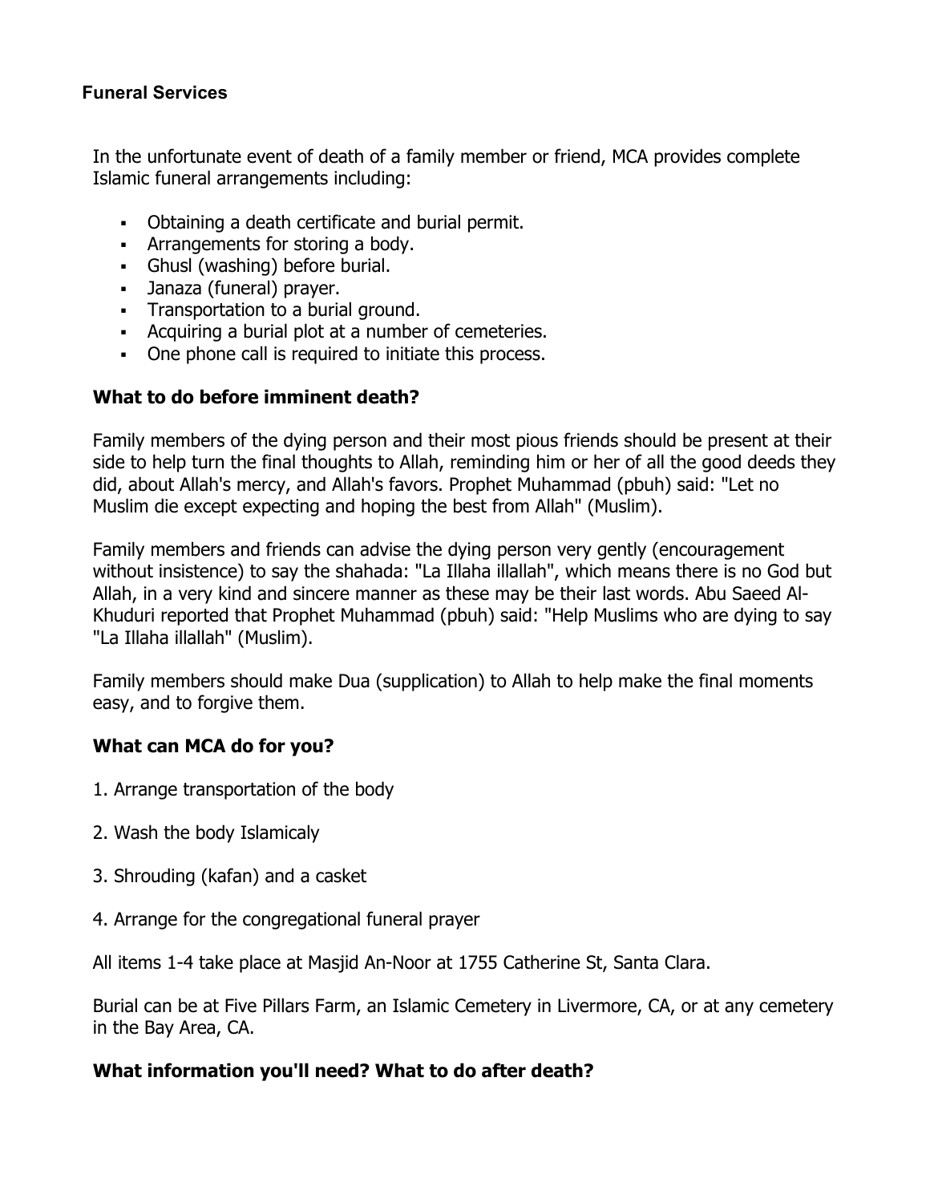# Funeral Services

In the unfortunate event of death of a family member or friend, MCA provides complete Islamic funeral arrangements including:

- Obtaining a death certificate and burial permit.
- Arrangements for storing a body.
- Ghusl (washing) before burial.
- Janaza (funeral) prayer.
- Transportation to a burial ground.
- Acquiring a burial plot at a number of cemeteries.
- One phone call is required to initiate this process.

## What to do before imminent death?

Family members of the dying person and their most pious friends should be present at their side to help turn the final thoughts to Allah, reminding him or her of all the good deeds they did, about Allah's mercy, and Allah's favors. Prophet Muhammad (pbuh) said: "Let no Muslim die except expecting and hoping the best from Allah" (Muslim).

Family members and friends can advise the dying person very gently (encouragement without insistence) to say the shahada: "La Illaha illallah", which means there is no God but Allah, in a very kind and sincere manner as these may be their last words. Abu Saeed Al-Khuduri reported that Prophet Muhammad (pbuh) said: "Help Muslims who are dying to say "La Illaha illallah" (Muslim).

Family members should make Dua (supplication) to Allah to help make the final moments easy, and to forgive them.

## What can MCA do for you?

1. Arrange transportation of the body

2. Wash the body Islamicaly

3. Shrouding (kafan) and a casket

4. Arrange for the congregational funeral prayer

All items 1-4 take place at Masjid An-Noor at 1755 Catherine St, Santa Clara.

Burial can be at Five Pillars Farm, an Islamic Cemetery in Livermore, CA, or at any cemetery in the Bay Area, CA.

## What information you'll need? What to do after death?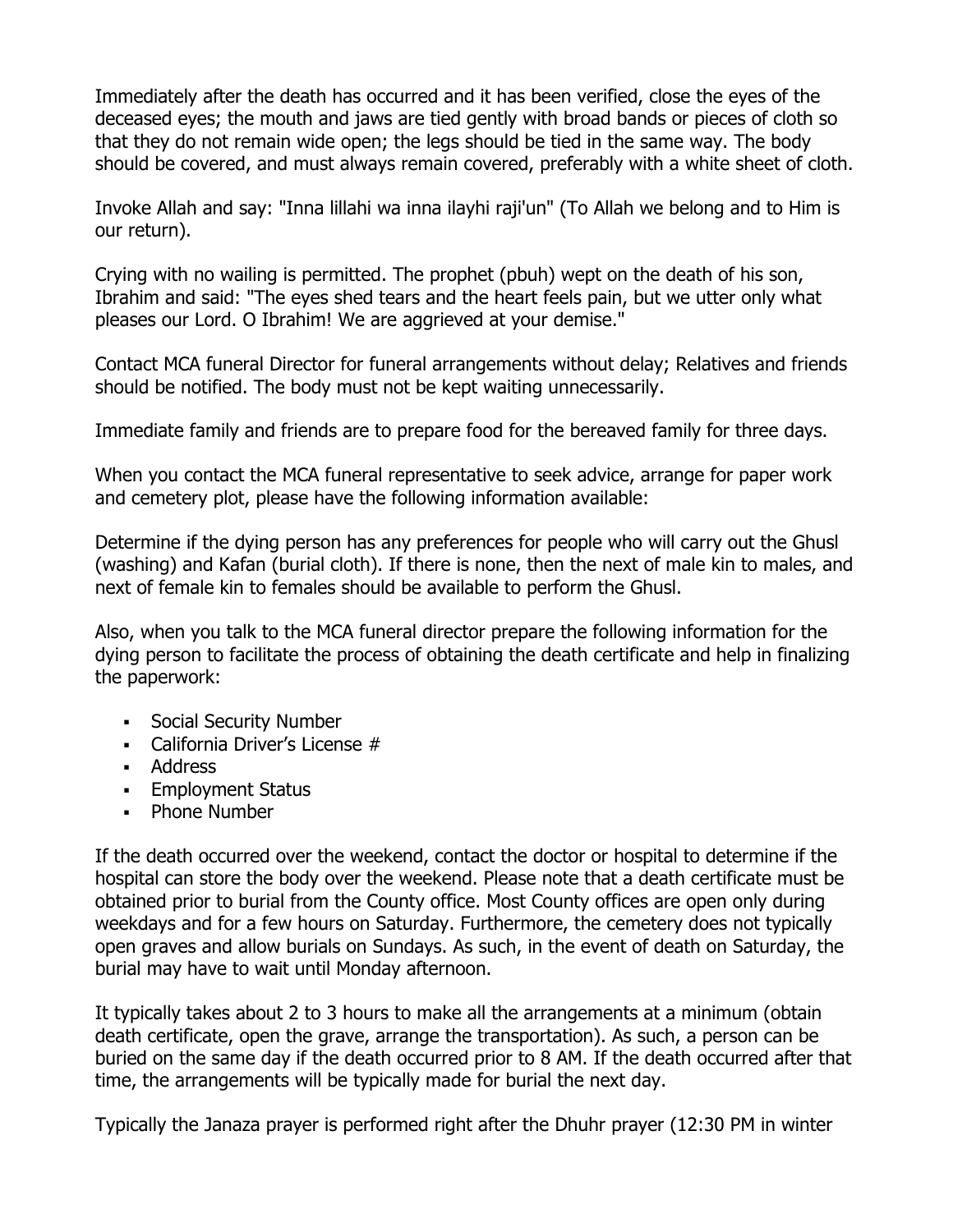Immediately after the death has occurred and it has been verified, close the eyes of the deceased eyes; the mouth and jaws are tied gently with broad bands or pieces of cloth so that they do not remain wide open; the legs should be tied in the same way. The body should be covered, and must always remain covered, preferably with a white sheet of cloth.

Invoke Allah and say: "Inna lillahi wa inna ilayhi raji'un" (To Allah we belong and to Him is our return).

Crying with no wailing is permitted. The prophet (pbuh) wept on the death of his son, Ibrahim and said: "The eyes shed tears and the heart feels pain, but we utter only what pleases our Lord. O Ibrahim! We are aggrieved at your demise."

Contact MCA funeral Director for funeral arrangements without delay; Relatives and friends should be notified. The body must not be kept waiting unnecessarily.

Immediate family and friends are to prepare food for the bereaved family for three days.

When you contact the MCA funeral representative to seek advice, arrange for paper work and cemetery plot, please have the following information available:

Determine if the dying person has any preferences for people who will carry out the Ghusl (washing) and Kafan (burial cloth). If there is none, then the next of male kin to males, and next of female kin to females should be available to perform the Ghusl.

Also, when you talk to the MCA funeral director prepare the following information for the dying person to facilitate the process of obtaining the death certificate and help in finalizing the paperwork:

- Social Security Number
- California Driver's License #
- Address
- Employment Status
- Phone Number

If the death occurred over the weekend, contact the doctor or hospital to determine if the hospital can store the body over the weekend. Please note that a death certificate must be obtained prior to burial from the County office. Most County offices are open only during weekdays and for a few hours on Saturday. Furthermore, the cemetery does not typically open graves and allow burials on Sundays. As such, in the event of death on Saturday, the burial may have to wait until Monday afternoon.

It typically takes about 2 to 3 hours to make all the arrangements at a minimum (obtain death certificate, open the grave, arrange the transportation). As such, a person can be buried on the same day if the death occurred prior to 8 AM. If the death occurred after that time, the arrangements will be typically made for burial the next day.

Typically the Janaza prayer is performed right after the Dhuhr prayer (12:30 PM in winter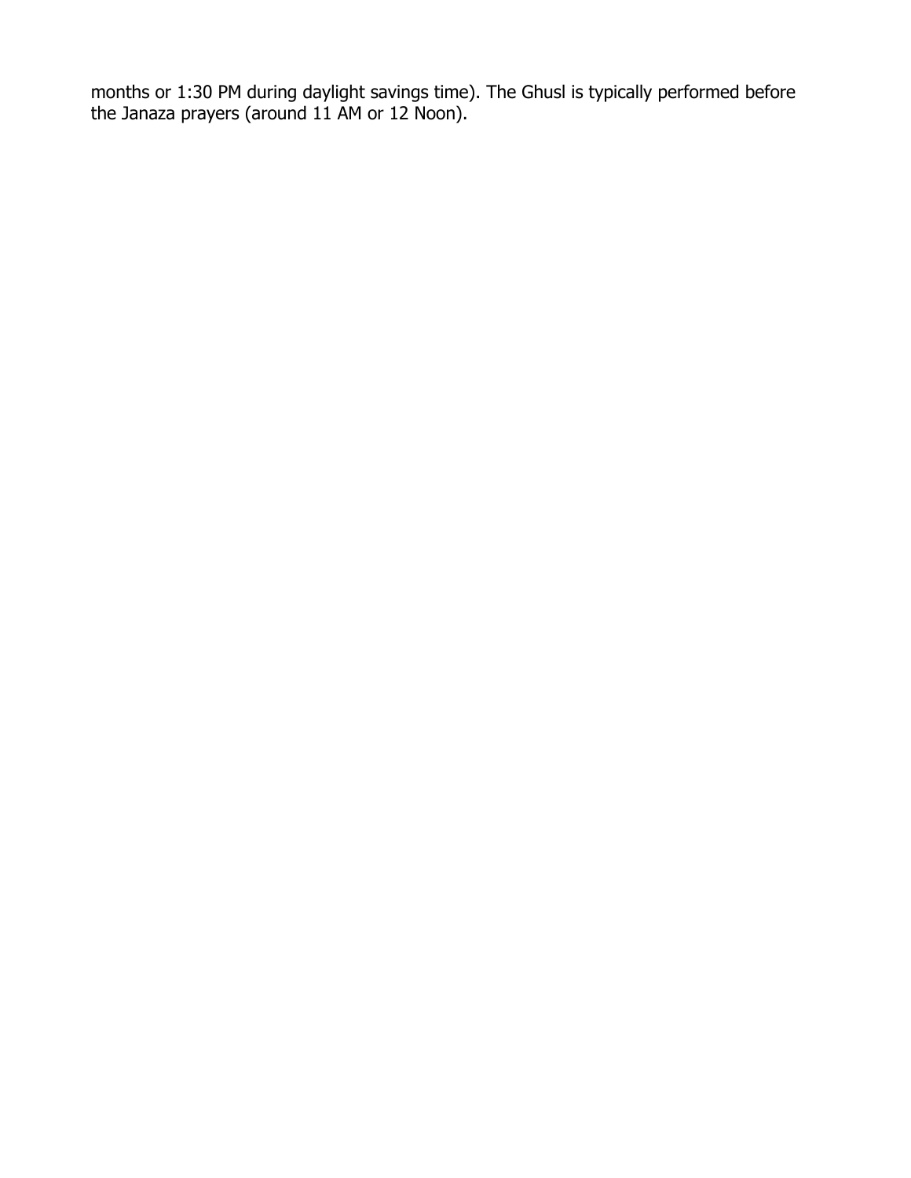months or 1:30 PM during daylight savings time). The Ghusl is typically performed before the Janaza prayers (around 11 AM or 12 Noon).